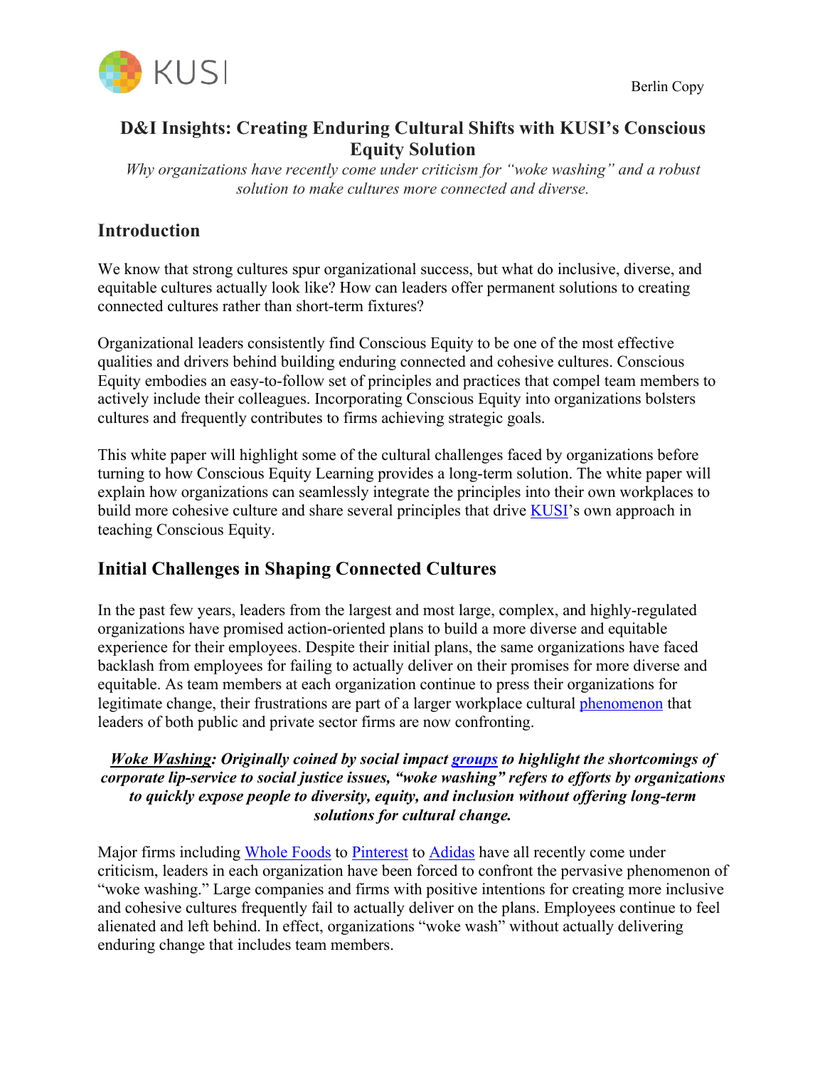Berlin Copy

# D&I Insights: Creating Enduring Cultural Shifts with KUSI's Conscious Equity Solution

*Why organizations have recently come under criticism for "woke washing" and a robust solution to make cultures more connected and diverse.*

## Introduction

We know that strong cultures spur organizational success, but what do inclusive, diverse, and equitable cultures actually look like? How can leaders offer permanent solutions to creating connected cultures rather than short-term fixtures?

Organizational leaders consistently find Conscious Equity to be one of the most effective qualities and drivers behind building enduring connected and cohesive cultures. Conscious Equity embodies an easy-to-follow set of principles and practices that compel team members to actively include their colleagues. Incorporating Conscious Equity into organizations bolsters cultures and frequently contributes to firms achieving strategic goals.

This white paper will highlight some of the cultural challenges faced by organizations before turning to how Conscious Equity Learning provides a long-term solution. The white paper will explain how organizations can seamlessly integrate the principles into their own workplaces to build more cohesive culture and share several principles that drive KUSI's own approach in teaching Conscious Equity.

## Initial Challenges in Shaping Connected Cultures

In the past few years, leaders from the largest and most large, complex, and highly-regulated organizations have promised action-oriented plans to build a more diverse and equitable experience for their employees. Despite their initial plans, the same organizations have faced backlash from employees for failing to actually deliver on their promises for more diverse and equitable. As team members at each organization continue to press their organizations for legitimate change, their frustrations are part of a larger workplace cultural phenomenon that leaders of both public and private sector firms are now confronting.

***Woke Washing*: Originally coined by social impact groups to highlight the shortcomings of corporate lip-service to social justice issues, "woke washing" refers to efforts by organizations to quickly expose people to diversity, equity, and inclusion without offering long-term solutions for cultural change.**

Major firms including Whole Foods to Pinterest to Adidas have all recently come under criticism, leaders in each organization have been forced to confront the pervasive phenomenon of "woke washing." Large companies and firms with positive intentions for creating more inclusive and cohesive cultures frequently fail to actually deliver on the plans. Employees continue to feel alienated and left behind. In effect, organizations "woke wash" without actually delivering enduring change that includes team members.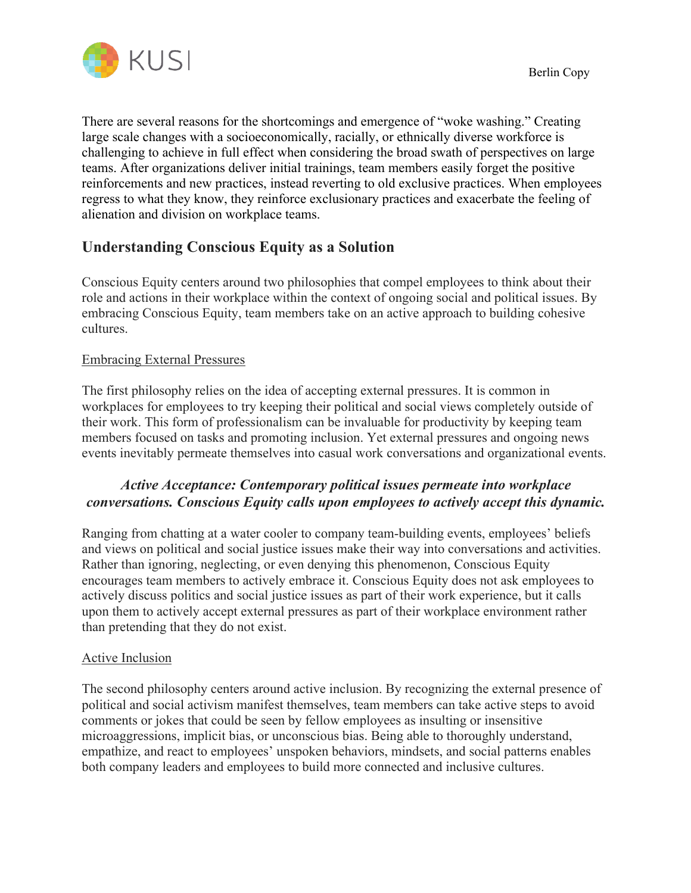There are several reasons for the shortcomings and emergence of "woke washing." Creating large scale changes with a socioeconomically, racially, or ethnically diverse workforce is challenging to achieve in full effect when considering the broad swath of perspectives on large teams. After organizations deliver initial trainings, team members easily forget the positive reinforcements and new practices, instead reverting to old exclusive practices. When employees regress to what they know, they reinforce exclusionary practices and exacerbate the feeling of alienation and division on workplace teams.

## Understanding Conscious Equity as a Solution

Conscious Equity centers around two philosophies that compel employees to think about their role and actions in their workplace within the context of ongoing social and political issues. By embracing Conscious Equity, team members take on an active approach to building cohesive cultures.

<u>Embracing External Pressures</u>

The first philosophy relies on the idea of accepting external pressures. It is common in workplaces for employees to try keeping their political and social views completely outside of their work. This form of professionalism can be invaluable for productivity by keeping team members focused on tasks and promoting inclusion. Yet external pressures and ongoing news events inevitably permeate themselves into casual work conversations and organizational events.

***Active Acceptance: Contemporary political issues permeate into workplace conversations. Conscious Equity calls upon employees to actively accept this dynamic.***

Ranging from chatting at a water cooler to company team-building events, employees' beliefs and views on political and social justice issues make their way into conversations and activities. Rather than ignoring, neglecting, or even denying this phenomenon, Conscious Equity encourages team members to actively embrace it. Conscious Equity does not ask employees to actively discuss politics and social justice issues as part of their work experience, but it calls upon them to actively accept external pressures as part of their workplace environment rather than pretending that they do not exist.

<u>Active Inclusion</u>

The second philosophy centers around active inclusion. By recognizing the external presence of political and social activism manifest themselves, team members can take active steps to avoid comments or jokes that could be seen by fellow employees as insulting or insensitive microaggressions, implicit bias, or unconscious bias. Being able to thoroughly understand, empathize, and react to employees' unspoken behaviors, mindsets, and social patterns enables both company leaders and employees to build more connected and inclusive cultures.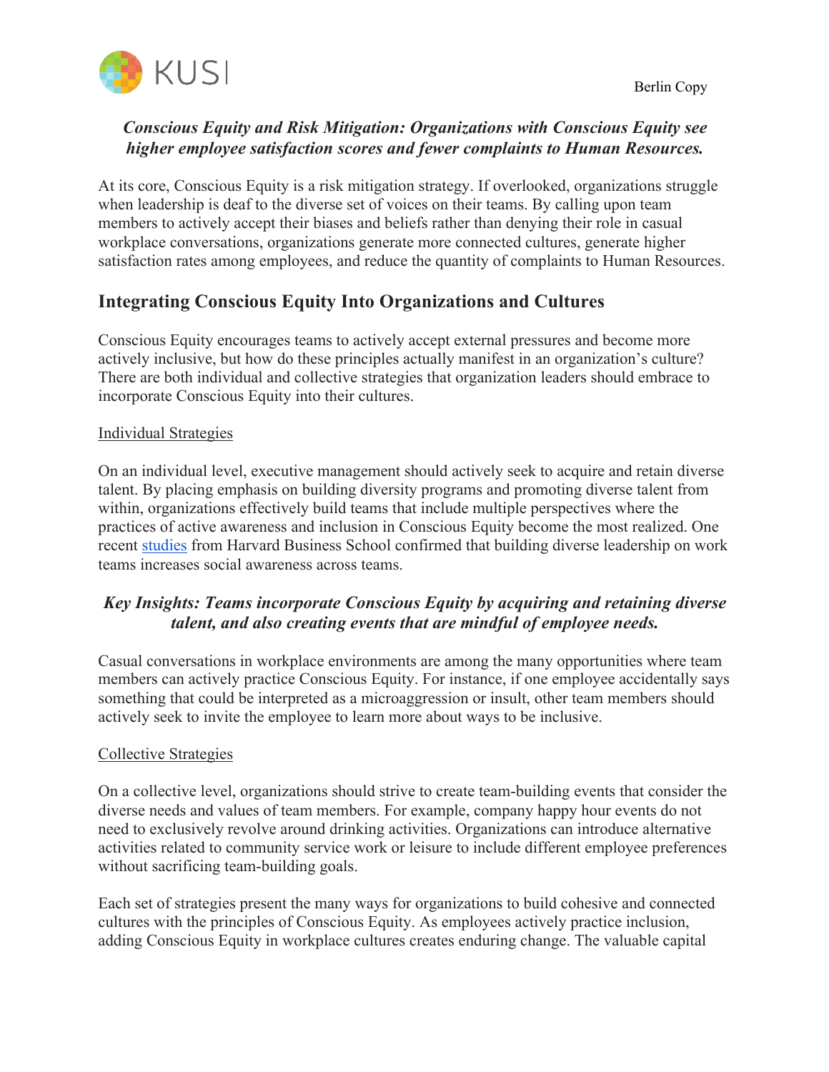*Conscious Equity and Risk Mitigation: Organizations with Conscious Equity see higher employee satisfaction scores and fewer complaints to Human Resources.*

At its core, Conscious Equity is a risk mitigation strategy. If overlooked, organizations struggle when leadership is deaf to the diverse set of voices on their teams. By calling upon team members to actively accept their biases and beliefs rather than denying their role in casual workplace conversations, organizations generate more connected cultures, generate higher satisfaction rates among employees, and reduce the quantity of complaints to Human Resources.

## Integrating Conscious Equity Into Organizations and Cultures

Conscious Equity encourages teams to actively accept external pressures and become more actively inclusive, but how do these principles actually manifest in an organization's culture? There are both individual and collective strategies that organization leaders should embrace to incorporate Conscious Equity into their cultures.

Individual Strategies

On an individual level, executive management should actively seek to acquire and retain diverse talent. By placing emphasis on building diversity programs and promoting diverse talent from within, organizations effectively build teams that include multiple perspectives where the practices of active awareness and inclusion in Conscious Equity become the most realized. One recent studies from Harvard Business School confirmed that building diverse leadership on work teams increases social awareness across teams.

*Key Insights: Teams incorporate Conscious Equity by acquiring and retaining diverse talent, and also creating events that are mindful of employee needs.*

Casual conversations in workplace environments are among the many opportunities where team members can actively practice Conscious Equity. For instance, if one employee accidentally says something that could be interpreted as a microaggression or insult, other team members should actively seek to invite the employee to learn more about ways to be inclusive.

Collective Strategies

On a collective level, organizations should strive to create team-building events that consider the diverse needs and values of team members. For example, company happy hour events do not need to exclusively revolve around drinking activities. Organizations can introduce alternative activities related to community service work or leisure to include different employee preferences without sacrificing team-building goals.

Each set of strategies present the many ways for organizations to build cohesive and connected cultures with the principles of Conscious Equity. As employees actively practice inclusion, adding Conscious Equity in workplace cultures creates enduring change. The valuable capital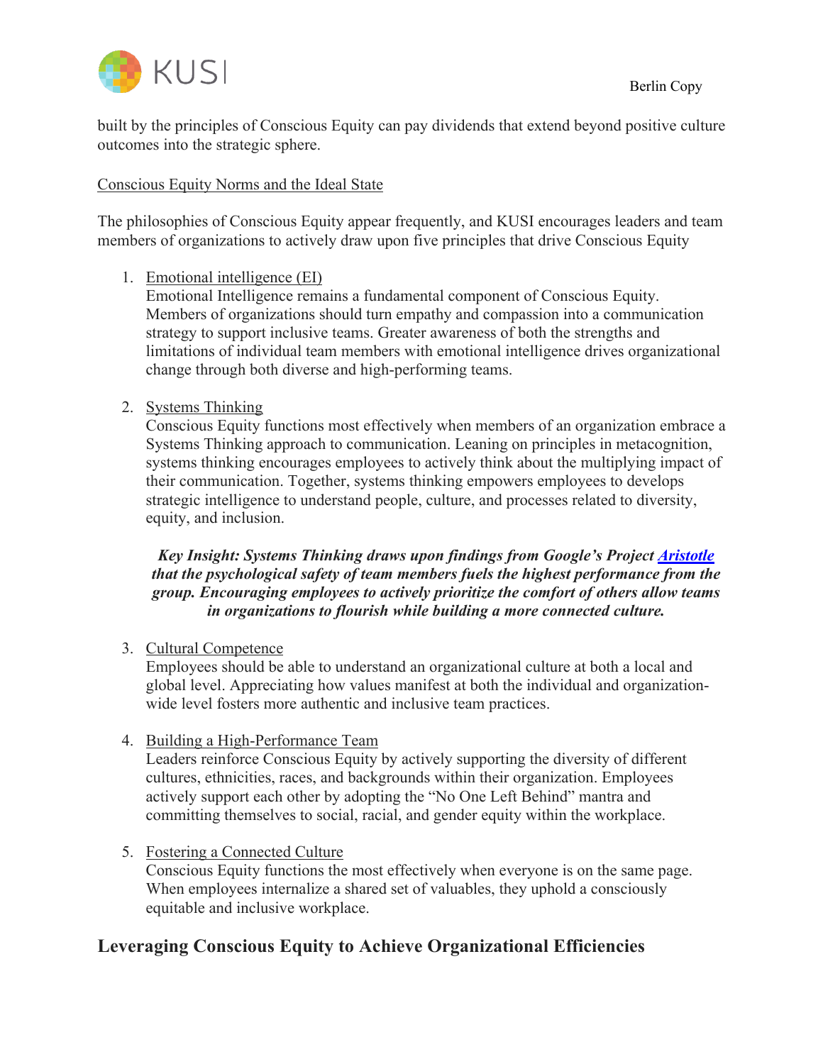built by the principles of Conscious Equity can pay dividends that extend beyond positive culture outcomes into the strategic sphere.

Conscious Equity Norms and the Ideal State

The philosophies of Conscious Equity appear frequently, and KUSI encourages leaders and team members of organizations to actively draw upon five principles that drive Conscious Equity

1. Emotional intelligence (EI)
   Emotional Intelligence remains a fundamental component of Conscious Equity. Members of organizations should turn empathy and compassion into a communication strategy to support inclusive teams. Greater awareness of both the strengths and limitations of individual team members with emotional intelligence drives organizational change through both diverse and high-performing teams.

2. Systems Thinking
   Conscious Equity functions most effectively when members of an organization embrace a Systems Thinking approach to communication. Leaning on principles in metacognition, systems thinking encourages employees to actively think about the multiplying impact of their communication. Together, systems thinking empowers employees to develops strategic intelligence to understand people, culture, and processes related to diversity, equity, and inclusion.

   ***Key Insight: Systems Thinking draws upon findings from Google's Project Aristotle that the psychological safety of team members fuels the highest performance from the group. Encouraging employees to actively prioritize the comfort of others allow teams in organizations to flourish while building a more connected culture.***

3. Cultural Competence
   Employees should be able to understand an organizational culture at both a local and global level. Appreciating how values manifest at both the individual and organization-wide level fosters more authentic and inclusive team practices.

4. Building a High-Performance Team
   Leaders reinforce Conscious Equity by actively supporting the diversity of different cultures, ethnicities, races, and backgrounds within their organization. Employees actively support each other by adopting the "No One Left Behind" mantra and committing themselves to social, racial, and gender equity within the workplace.

5. Fostering a Connected Culture
   Conscious Equity functions the most effectively when everyone is on the same page. When employees internalize a shared set of valuables, they uphold a consciously equitable and inclusive workplace.

## Leveraging Conscious Equity to Achieve Organizational Efficiencies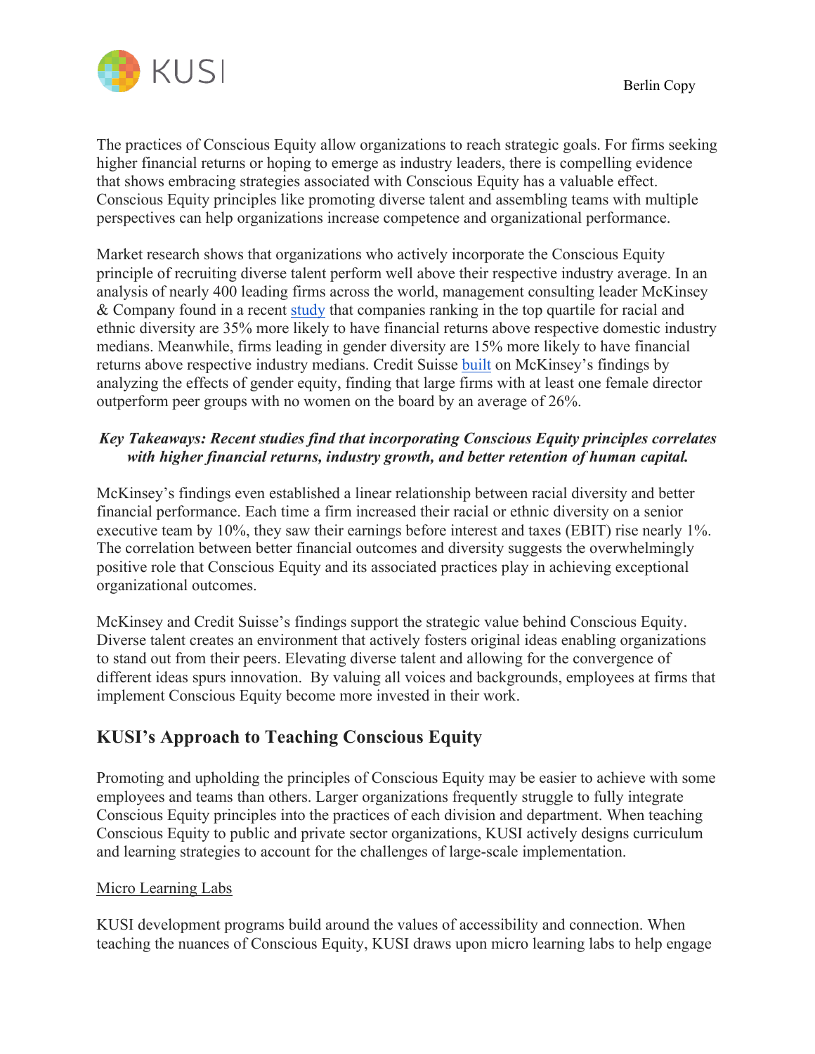The practices of Conscious Equity allow organizations to reach strategic goals. For firms seeking higher financial returns or hoping to emerge as industry leaders, there is compelling evidence that shows embracing strategies associated with Conscious Equity has a valuable effect. Conscious Equity principles like promoting diverse talent and assembling teams with multiple perspectives can help organizations increase competence and organizational performance.

Market research shows that organizations who actively incorporate the Conscious Equity principle of recruiting diverse talent perform well above their respective industry average. In an analysis of nearly 400 leading firms across the world, management consulting leader McKinsey & Company found in a recent study that companies ranking in the top quartile for racial and ethnic diversity are 35% more likely to have financial returns above respective domestic industry medians. Meanwhile, firms leading in gender diversity are 15% more likely to have financial returns above respective industry medians. Credit Suisse built on McKinsey's findings by analyzing the effects of gender equity, finding that large firms with at least one female director outperform peer groups with no women on the board by an average of 26%.

***Key Takeaways: Recent studies find that incorporating Conscious Equity principles correlates with higher financial returns, industry growth, and better retention of human capital.***

McKinsey's findings even established a linear relationship between racial diversity and better financial performance. Each time a firm increased their racial or ethnic diversity on a senior executive team by 10%, they saw their earnings before interest and taxes (EBIT) rise nearly 1%. The correlation between better financial outcomes and diversity suggests the overwhelmingly positive role that Conscious Equity and its associated practices play in achieving exceptional organizational outcomes.

McKinsey and Credit Suisse's findings support the strategic value behind Conscious Equity. Diverse talent creates an environment that actively fosters original ideas enabling organizations to stand out from their peers. Elevating diverse talent and allowing for the convergence of different ideas spurs innovation. By valuing all voices and backgrounds, employees at firms that implement Conscious Equity become more invested in their work.

## KUSI's Approach to Teaching Conscious Equity

Promoting and upholding the principles of Conscious Equity may be easier to achieve with some employees and teams than others. Larger organizations frequently struggle to fully integrate Conscious Equity principles into the practices of each division and department. When teaching Conscious Equity to public and private sector organizations, KUSI actively designs curriculum and learning strategies to account for the challenges of large-scale implementation.

Micro Learning Labs

KUSI development programs build around the values of accessibility and connection. When teaching the nuances of Conscious Equity, KUSI draws upon micro learning labs to help engage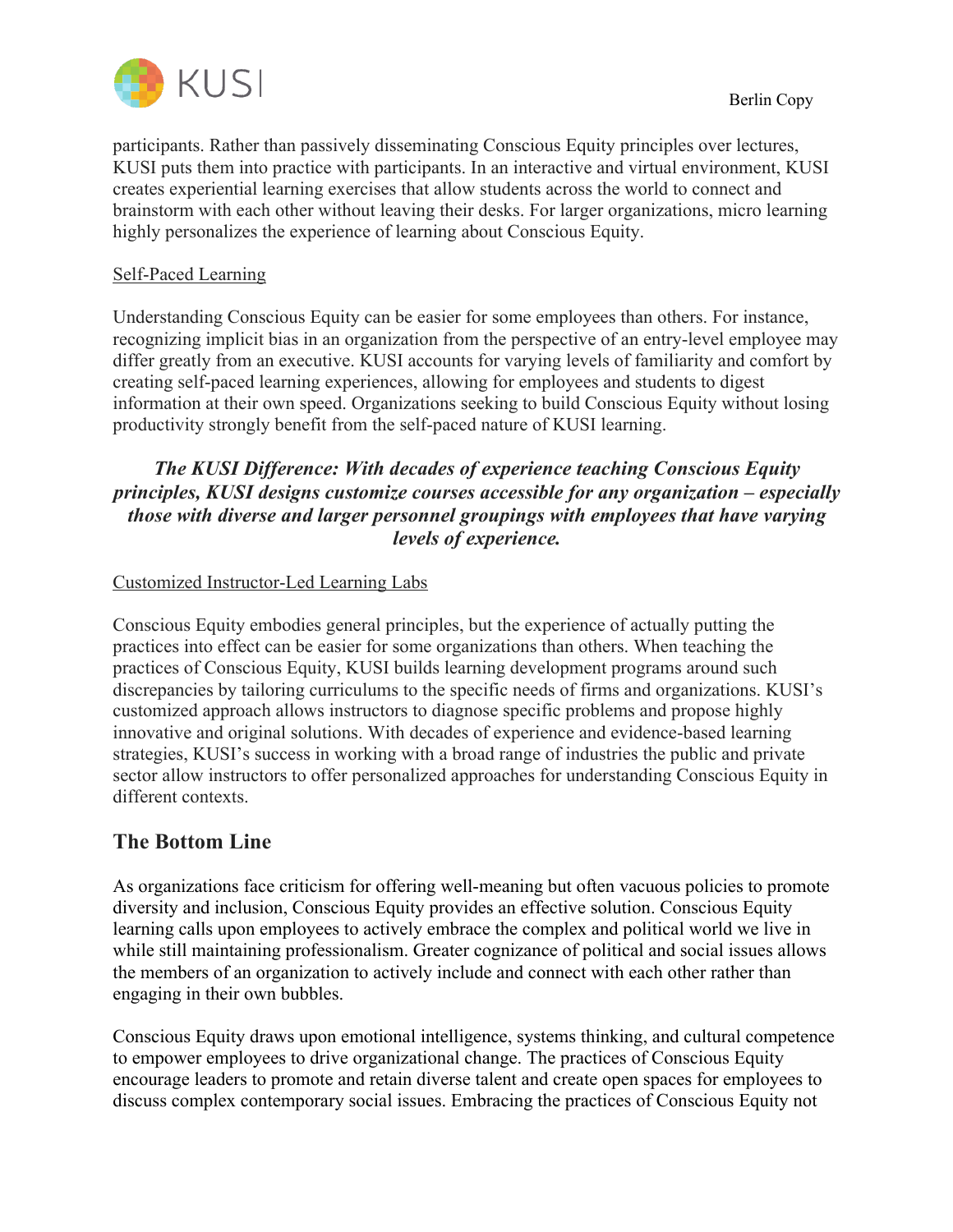participants. Rather than passively disseminating Conscious Equity principles over lectures, KUSI puts them into practice with participants. In an interactive and virtual environment, KUSI creates experiential learning exercises that allow students across the world to connect and brainstorm with each other without leaving their desks. For larger organizations, micro learning highly personalizes the experience of learning about Conscious Equity.

Self-Paced Learning

Understanding Conscious Equity can be easier for some employees than others. For instance, recognizing implicit bias in an organization from the perspective of an entry-level employee may differ greatly from an executive. KUSI accounts for varying levels of familiarity and comfort by creating self-paced learning experiences, allowing for employees and students to digest information at their own speed. Organizations seeking to build Conscious Equity without losing productivity strongly benefit from the self-paced nature of KUSI learning.

***The KUSI Difference: With decades of experience teaching Conscious Equity principles, KUSI designs customize courses accessible for any organization – especially those with diverse and larger personnel groupings with employees that have varying levels of experience.***

Customized Instructor-Led Learning Labs

Conscious Equity embodies general principles, but the experience of actually putting the practices into effect can be easier for some organizations than others. When teaching the practices of Conscious Equity, KUSI builds learning development programs around such discrepancies by tailoring curriculums to the specific needs of firms and organizations. KUSI's customized approach allows instructors to diagnose specific problems and propose highly innovative and original solutions. With decades of experience and evidence-based learning strategies, KUSI's success in working with a broad range of industries the public and private sector allow instructors to offer personalized approaches for understanding Conscious Equity in different contexts.

## The Bottom Line

As organizations face criticism for offering well-meaning but often vacuous policies to promote diversity and inclusion, Conscious Equity provides an effective solution. Conscious Equity learning calls upon employees to actively embrace the complex and political world we live in while still maintaining professionalism. Greater cognizance of political and social issues allows the members of an organization to actively include and connect with each other rather than engaging in their own bubbles.

Conscious Equity draws upon emotional intelligence, systems thinking, and cultural competence to empower employees to drive organizational change. The practices of Conscious Equity encourage leaders to promote and retain diverse talent and create open spaces for employees to discuss complex contemporary social issues. Embracing the practices of Conscious Equity not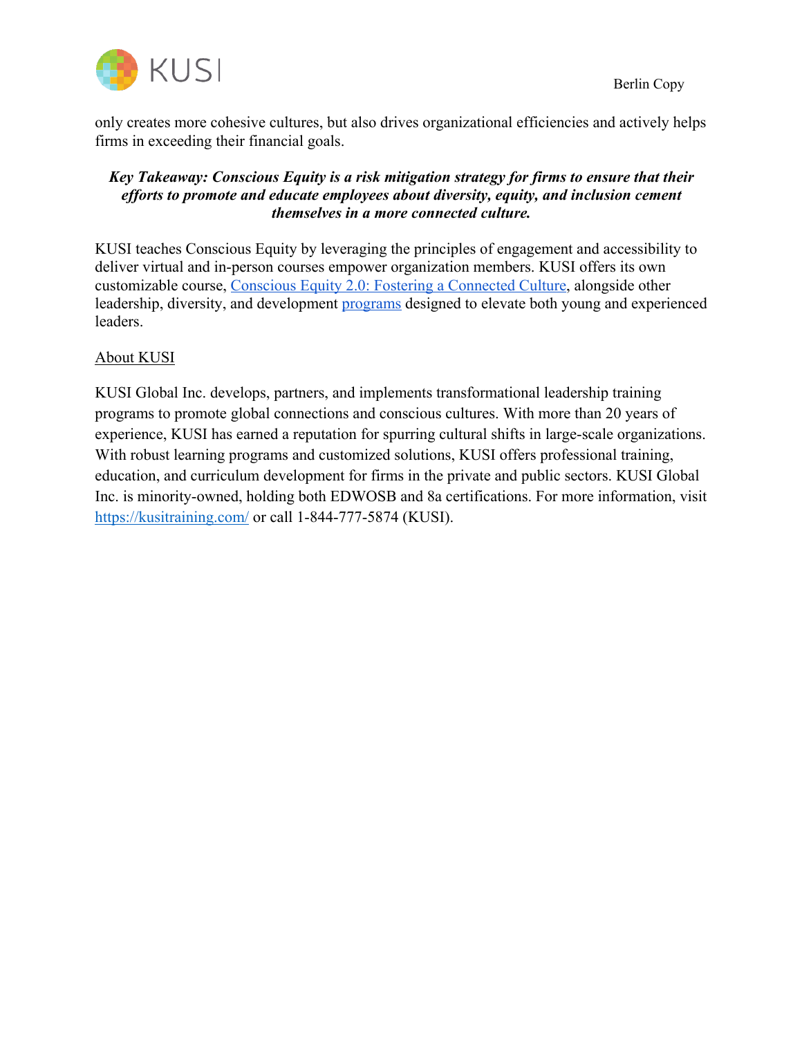only creates more cohesive cultures, but also drives organizational efficiencies and actively helps firms in exceeding their financial goals.

***Key Takeaway: Conscious Equity is a risk mitigation strategy for firms to ensure that their efforts to promote and educate employees about diversity, equity, and inclusion cement themselves in a more connected culture.***

KUSI teaches Conscious Equity by leveraging the principles of engagement and accessibility to deliver virtual and in-person courses empower organization members. KUSI offers its own customizable course, [Conscious Equity 2.0: Fostering a Connected Culture](), alongside other leadership, diversity, and development [programs]() designed to elevate both young and experienced leaders.

About KUSI

KUSI Global Inc. develops, partners, and implements transformational leadership training programs to promote global connections and conscious cultures. With more than 20 years of experience, KUSI has earned a reputation for spurring cultural shifts in large-scale organizations. With robust learning programs and customized solutions, KUSI offers professional training, education, and curriculum development for firms in the private and public sectors. KUSI Global Inc. is minority-owned, holding both EDWOSB and 8a certifications. For more information, visit https://kusitraining.com/ or call 1-844-777-5874 (KUSI).